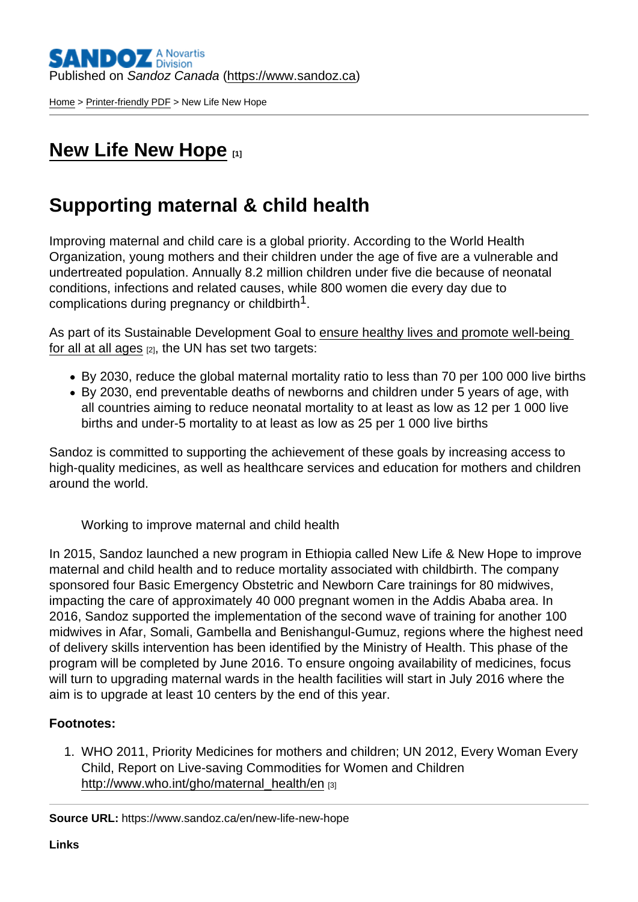SANDOZ A Novartis Division

Published on *Sandoz Canada* (https://www.sandoz.ca)

Home > Printer-friendly PDF > New Life New Hope

# New Life New Hope [1]

## Supporting maternal & child health

Improving maternal and child care is a global priority. According to the World Health Organization, young mothers and their children under the age of five are a vulnerable and undertreated population. Annually 8.2 million children under five die because of neonatal conditions, infections and related causes, while 800 women die every day due to complications during pregnancy or childbirth[1].

As part of its Sustainable Development Goal to ensure healthy lives and promote well-being for all at all ages [2], the UN has set two targets:

- By 2030, reduce the global maternal mortality ratio to less than 70 per 100 000 live births
- By 2030, end preventable deaths of newborns and children under 5 years of age, with all countries aiming to reduce neonatal mortality to at least as low as 12 per 1 000 live births and under-5 mortality to at least as low as 25 per 1 000 live births

Sandoz is committed to supporting the achievement of these goals by increasing access to high-quality medicines, as well as healthcare services and education for mothers and children around the world.

Working to improve maternal and child health

In 2015, Sandoz launched a new program in Ethiopia called New Life & New Hope to improve maternal and child health and to reduce mortality associated with childbirth. The company sponsored four Basic Emergency Obstetric and Newborn Care trainings for 80 midwives, impacting the care of approximately 40 000 pregnant women in the Addis Ababa area. In 2016, Sandoz supported the implementation of the second wave of training for another 100 midwives in Afar, Somali, Gambella and Benishangul-Gumuz, regions where the highest need of delivery skills intervention has been identified by the Ministry of Health. This phase of the program will be completed by June 2016. To ensure ongoing availability of medicines, focus will turn to upgrading maternal wards in the health facilities will start in July 2016 where the aim is to upgrade at least 10 centers by the end of this year.

**Footnotes:**

1. WHO 2011, Priority Medicines for mothers and children; UN 2012, Every Woman Every Child, Report on Live-saving Commodities for Women and Children http://www.who.int/gho/maternal_health/en [3]

**Source URL:** https://www.sandoz.ca/en/new-life-new-hope

**Links**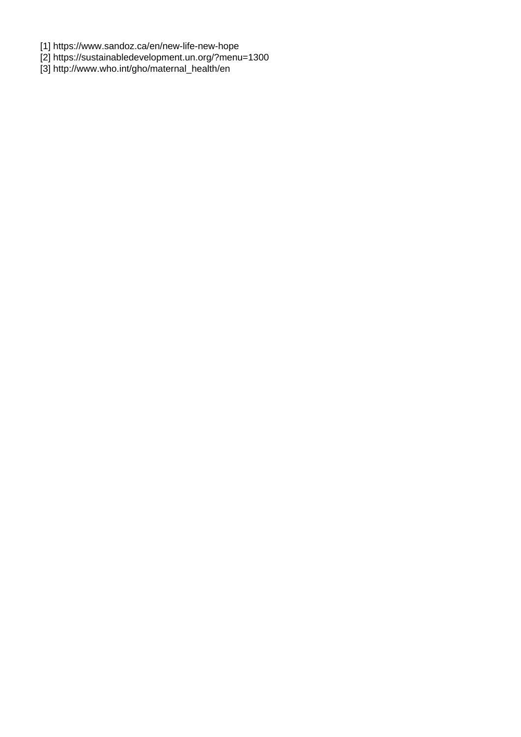[1] https://www.sandoz.ca/en/new-life-new-hope
[2] https://sustainabledevelopment.un.org/?menu=1300
[3] http://www.who.int/gho/maternal_health/en